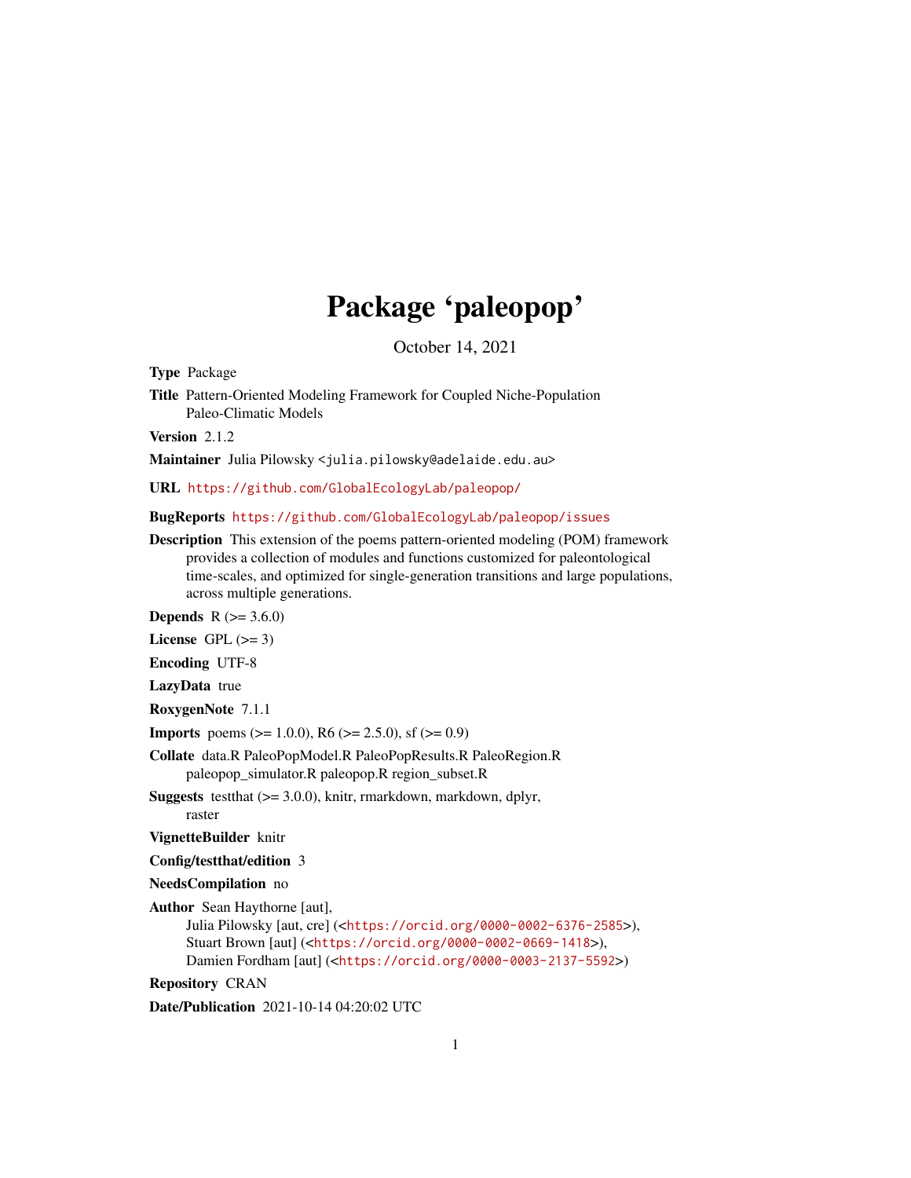# Package 'paleopop'

October 14, 2021

**Type** Package

**Title** Pattern-Oriented Modeling Framework for Coupled Niche-Population Paleo-Climatic Models

**Version** 2.1.2

**Maintainer** Julia Pilowsky <julia.pilowsky@adelaide.edu.au>

**URL** https://github.com/GlobalEcologyLab/paleopop/

**BugReports** https://github.com/GlobalEcologyLab/paleopop/issues

**Description** This extension of the poems pattern-oriented modeling (POM) framework provides a collection of modules and functions customized for paleontological time-scales, and optimized for single-generation transitions and large populations, across multiple generations.

**Depends** R (>= 3.6.0)

**License** GPL (>= 3)

**Encoding** UTF-8

**LazyData** true

**RoxygenNote** 7.1.1

**Imports** poems (>= 1.0.0), R6 (>= 2.5.0), sf (>= 0.9)

**Collate** data.R PaleoPopModel.R PaleoPopResults.R PaleoRegion.R paleopop_simulator.R paleopop.R region_subset.R

**Suggests** testthat (>= 3.0.0), knitr, rmarkdown, markdown, dplyr, raster

**VignetteBuilder** knitr

**Config/testthat/edition** 3

**NeedsCompilation** no

**Author** Sean Haythorne [aut],
Julia Pilowsky [aut, cre] (<https://orcid.org/0000-0002-6376-2585>),
Stuart Brown [aut] (<https://orcid.org/0000-0002-0669-1418>),
Damien Fordham [aut] (<https://orcid.org/0000-0003-2137-5592>)

**Repository** CRAN

**Date/Publication** 2021-10-14 04:20:02 UTC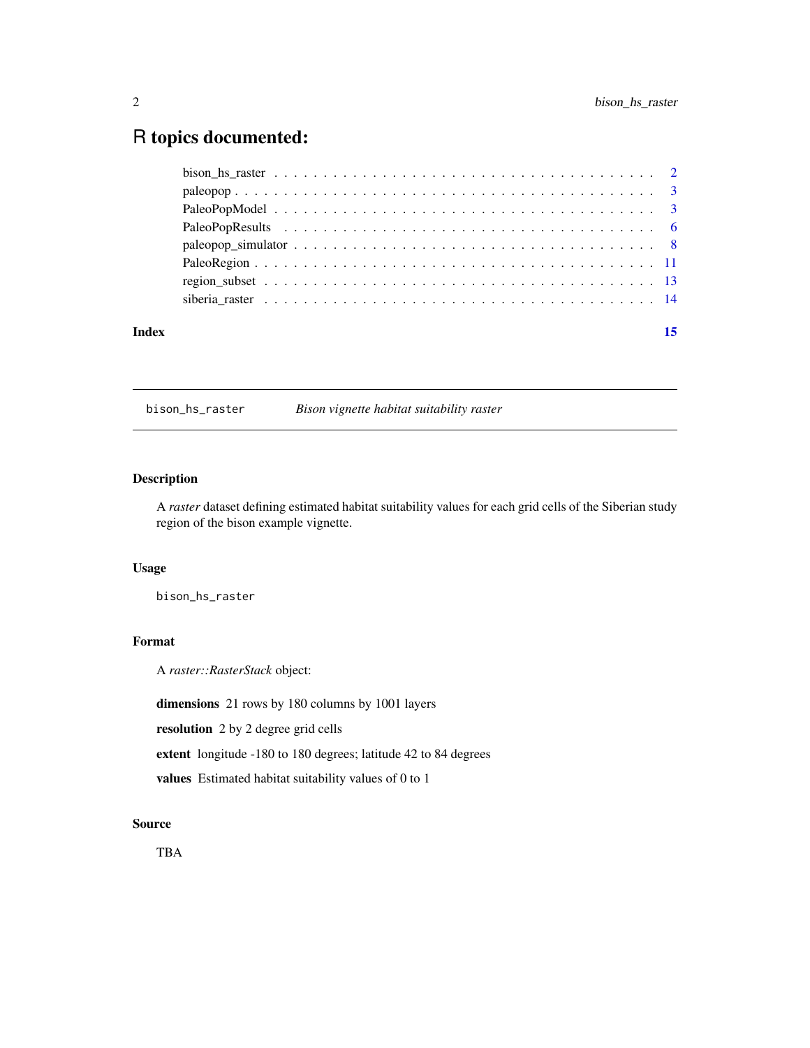# R topics documented:

- bison_hs_raster . . . . . . . . . . . . . . . . . . . . . . . . . . . . . . . . . . . . . 2
- paleopop . . . . . . . . . . . . . . . . . . . . . . . . . . . . . . . . . . . . . . . . 3
- PaleoPopModel . . . . . . . . . . . . . . . . . . . . . . . . . . . . . . . . . . . . . 3
- PaleoPopResults . . . . . . . . . . . . . . . . . . . . . . . . . . . . . . . . . . . . 6
- paleopop_simulator . . . . . . . . . . . . . . . . . . . . . . . . . . . . . . . . . . 8
- PaleoRegion . . . . . . . . . . . . . . . . . . . . . . . . . . . . . . . . . . . . . . 11
- region_subset . . . . . . . . . . . . . . . . . . . . . . . . . . . . . . . . . . . . . 13
- siberia_raster . . . . . . . . . . . . . . . . . . . . . . . . . . . . . . . . . . . . . 14

**Index** **15**

---

## bison_hs_raster — *Bison vignette habitat suitability raster*

### Description

A *raster* dataset defining estimated habitat suitability values for each grid cells of the Siberian study region of the bison example vignette.

### Usage

```
bison_hs_raster
```

### Format

A *raster::RasterStack* object:

**dimensions** 21 rows by 180 columns by 1001 layers

**resolution** 2 by 2 degree grid cells

**extent** longitude -180 to 180 degrees; latitude 42 to 84 degrees

**values** Estimated habitat suitability values of 0 to 1

### Source

TBA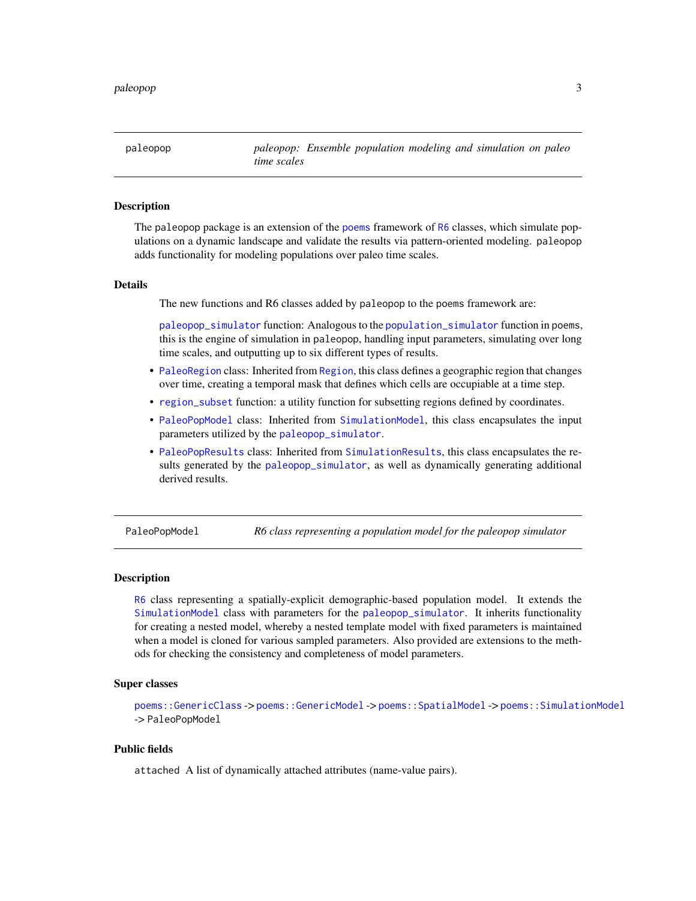## paleopop

*paleopop: Ensemble population modeling and simulation on paleo time scales*

### Description

The `paleopop` package is an extension of the `poems` framework of `R6` classes, which simulate populations on a dynamic landscape and validate the results via pattern-oriented modeling. `paleopop` adds functionality for modeling populations over paleo time scales.

### Details

The new functions and R6 classes added by `paleopop` to the `poems` framework are:

`paleopop_simulator` function: Analogous to the `population_simulator` function in `poems`, this is the engine of simulation in `paleopop`, handling input parameters, simulating over long time scales, and outputting up to six different types of results.

- `PaleoRegion` class: Inherited from `Region`, this class defines a geographic region that changes over time, creating a temporal mask that defines which cells are occupiable at a time step.
- `region_subset` function: a utility function for subsetting regions defined by coordinates.
- `PaleoPopModel` class: Inherited from `SimulationModel`, this class encapsulates the input parameters utilized by the `paleopop_simulator`.
- `PaleoPopResults` class: Inherited from `SimulationResults`, this class encapsulates the results generated by the `paleopop_simulator`, as well as dynamically generating additional derived results.

## PaleoPopModel

*R6 class representing a population model for the paleopop simulator*

### Description

`R6` class representing a spatially-explicit demographic-based population model. It extends the `SimulationModel` class with parameters for the `paleopop_simulator`. It inherits functionality for creating a nested model, whereby a nested template model with fixed parameters is maintained when a model is cloned for various sampled parameters. Also provided are extensions to the methods for checking the consistency and completeness of model parameters.

### Super classes

`poems::GenericClass` -> `poems::GenericModel` -> `poems::SpatialModel` -> `poems::SimulationModel` -> `PaleoPopModel`

### Public fields

`attached` A list of dynamically attached attributes (name-value pairs).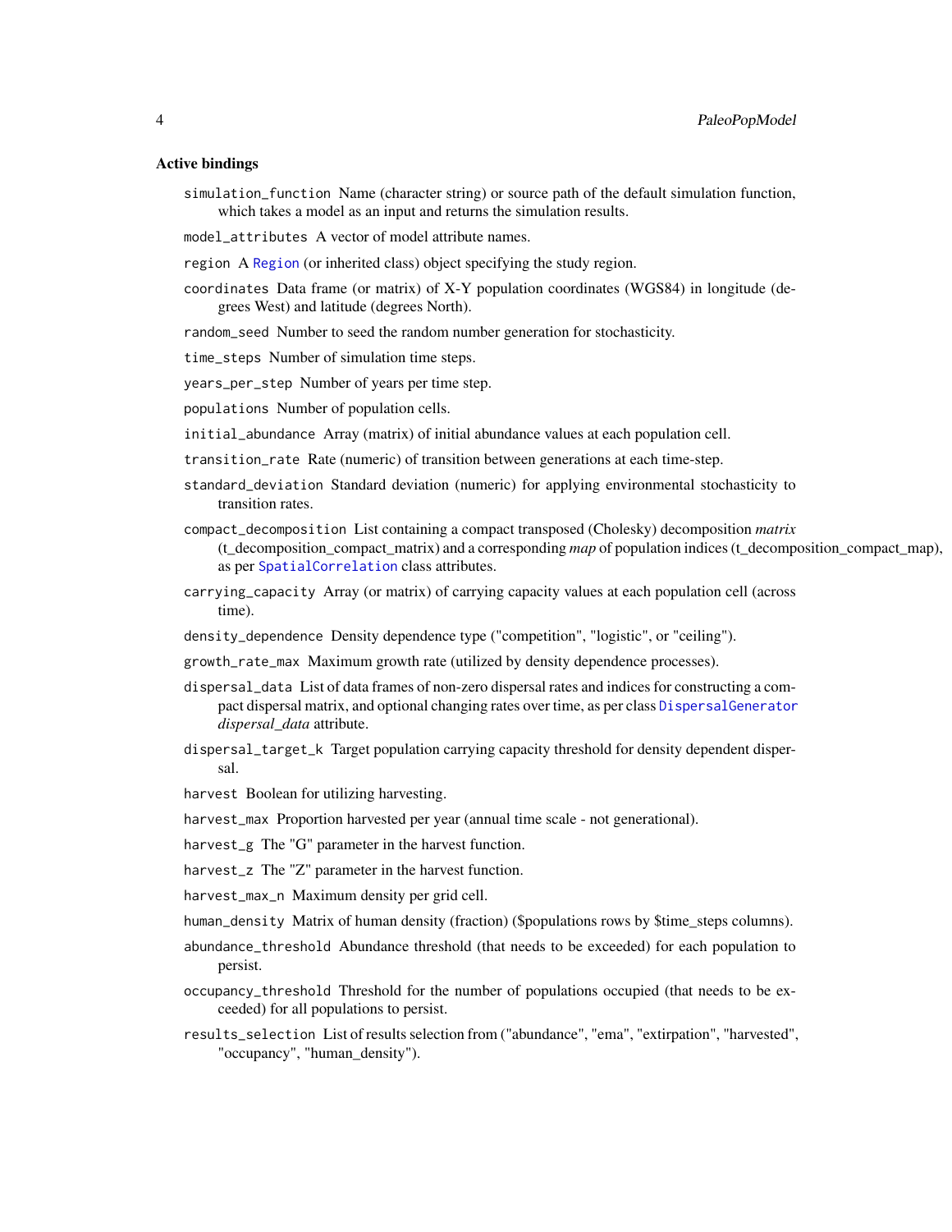### Active bindings

`simulation_function` Name (character string) or source path of the default simulation function, which takes a model as an input and returns the simulation results.

`model_attributes` A vector of model attribute names.

`region` A Region (or inherited class) object specifying the study region.

`coordinates` Data frame (or matrix) of X-Y population coordinates (WGS84) in longitude (degrees West) and latitude (degrees North).

`random_seed` Number to seed the random number generation for stochasticity.

`time_steps` Number of simulation time steps.

`years_per_step` Number of years per time step.

`populations` Number of population cells.

`initial_abundance` Array (matrix) of initial abundance values at each population cell.

`transition_rate` Rate (numeric) of transition between generations at each time-step.

`standard_deviation` Standard deviation (numeric) for applying environmental stochasticity to transition rates.

`compact_decomposition` List containing a compact transposed (Cholesky) decomposition *matrix* (t_decomposition_compact_matrix) and a corresponding *map* of population indices (t_decomposition_compact_map), as per SpatialCorrelation class attributes.

`carrying_capacity` Array (or matrix) of carrying capacity values at each population cell (across time).

`density_dependence` Density dependence type ("competition", "logistic", or "ceiling").

`growth_rate_max` Maximum growth rate (utilized by density dependence processes).

`dispersal_data` List of data frames of non-zero dispersal rates and indices for constructing a compact dispersal matrix, and optional changing rates over time, as per class DispersalGenerator *dispersal_data* attribute.

`dispersal_target_k` Target population carrying capacity threshold for density dependent dispersal.

`harvest` Boolean for utilizing harvesting.

`harvest_max` Proportion harvested per year (annual time scale - not generational).

`harvest_g` The "G" parameter in the harvest function.

`harvest_z` The "Z" parameter in the harvest function.

`harvest_max_n` Maximum density per grid cell.

`human_density` Matrix of human density (fraction) ($populations rows by $time_steps columns).

`abundance_threshold` Abundance threshold (that needs to be exceeded) for each population to persist.

`occupancy_threshold` Threshold for the number of populations occupied (that needs to be exceeded) for all populations to persist.

`results_selection` List of results selection from ("abundance", "ema", "extirpation", "harvested", "occupancy", "human_density").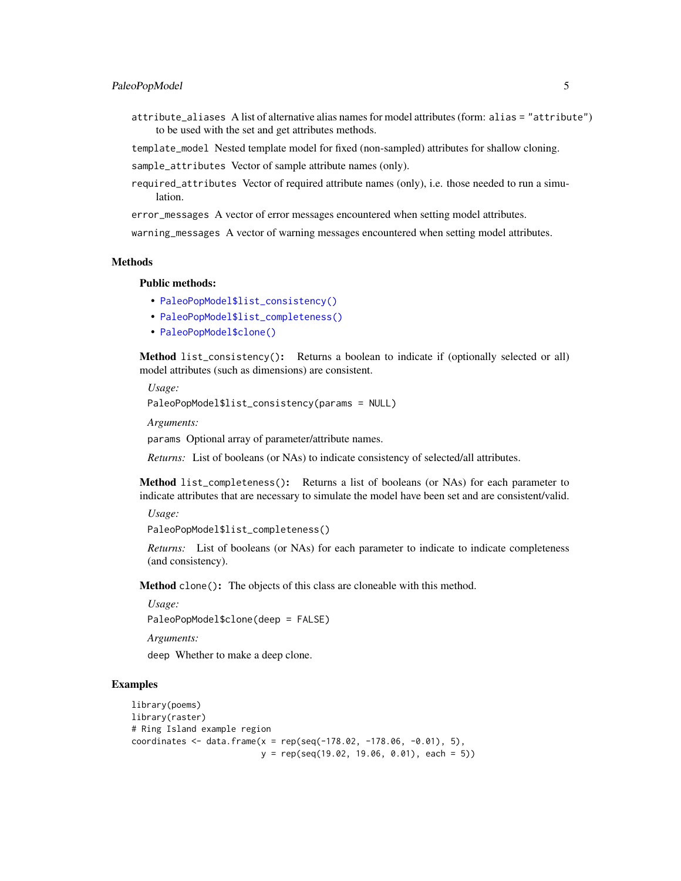`attribute_aliases` A list of alternative alias names for model attributes (form: `alias = "attribute"`) to be used with the set and get attributes methods.

`template_model` Nested template model for fixed (non-sampled) attributes for shallow cloning.

`sample_attributes` Vector of sample attribute names (only).

`required_attributes` Vector of required attribute names (only), i.e. those needed to run a simulation.

`error_messages` A vector of error messages encountered when setting model attributes.

`warning_messages` A vector of warning messages encountered when setting model attributes.

## Methods

### Public methods:

- `PaleoPopModel$list_consistency()`
- `PaleoPopModel$list_completeness()`
- `PaleoPopModel$clone()`

**Method** `list_consistency()`**:** Returns a boolean to indicate if (optionally selected or all) model attributes (such as dimensions) are consistent.

*Usage:*

```
PaleoPopModel$list_consistency(params = NULL)
```

*Arguments:*

`params` Optional array of parameter/attribute names.

*Returns:* List of booleans (or NAs) to indicate consistency of selected/all attributes.

**Method** `list_completeness()`**:** Returns a list of booleans (or NAs) for each parameter to indicate attributes that are necessary to simulate the model have been set and are consistent/valid.

*Usage:*

```
PaleoPopModel$list_completeness()
```

*Returns:* List of booleans (or NAs) for each parameter to indicate to indicate completeness (and consistency).

**Method** `clone()`**:** The objects of this class are cloneable with this method.

*Usage:*

```
PaleoPopModel$clone(deep = FALSE)
```

*Arguments:*

`deep` Whether to make a deep clone.

## Examples

```
library(poems)
library(raster)
# Ring Island example region
coordinates <- data.frame(x = rep(seq(-178.02, -178.06, -0.01), 5),
                          y = rep(seq(19.02, 19.06, 0.01), each = 5))
```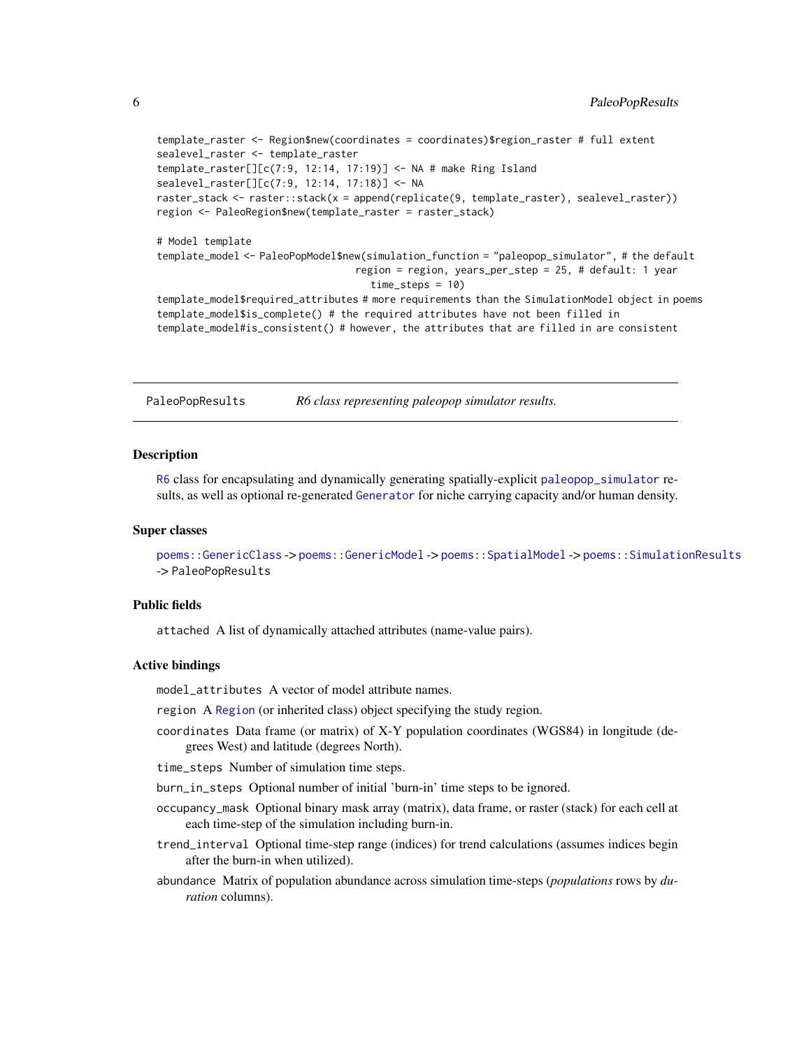```
template_raster <- Region$new(coordinates = coordinates)$region_raster # full extent
sealevel_raster <- template_raster
template_raster[][c(7:9, 12:14, 17:19)] <- NA # make Ring Island
sealevel_raster[][c(7:9, 12:14, 17:18)] <- NA
raster_stack <- raster::stack(x = append(replicate(9, template_raster), sealevel_raster))
region <- PaleoRegion$new(template_raster = raster_stack)

# Model template
template_model <- PaleoPopModel$new(simulation_function = "paleopop_simulator", # the default
                                    region = region, years_per_step = 25, # default: 1 year
                                      time_steps = 10)
template_model$required_attributes # more requirements than the SimulationModel object in poems
template_model$is_complete() # the required attributes have not been filled in
template_model#is_consistent() # however, the attributes that are filled in are consistent
```

## PaleoPopResults — *R6 class representing paleopop simulator results.*

### Description

R6 class for encapsulating and dynamically generating spatially-explicit paleopop_simulator results, as well as optional re-generated Generator for niche carrying capacity and/or human density.

### Super classes

poems::GenericClass -> poems::GenericModel -> poems::SpatialModel -> poems::SimulationResults -> PaleoPopResults

### Public fields

`attached` A list of dynamically attached attributes (name-value pairs).

### Active bindings

`model_attributes` A vector of model attribute names.

`region` A Region (or inherited class) object specifying the study region.

`coordinates` Data frame (or matrix) of X-Y population coordinates (WGS84) in longitude (degrees West) and latitude (degrees North).

`time_steps` Number of simulation time steps.

`burn_in_steps` Optional number of initial 'burn-in' time steps to be ignored.

`occupancy_mask` Optional binary mask array (matrix), data frame, or raster (stack) for each cell at each time-step of the simulation including burn-in.

`trend_interval` Optional time-step range (indices) for trend calculations (assumes indices begin after the burn-in when utilized).

`abundance` Matrix of population abundance across simulation time-steps (*populations* rows by *duration* columns).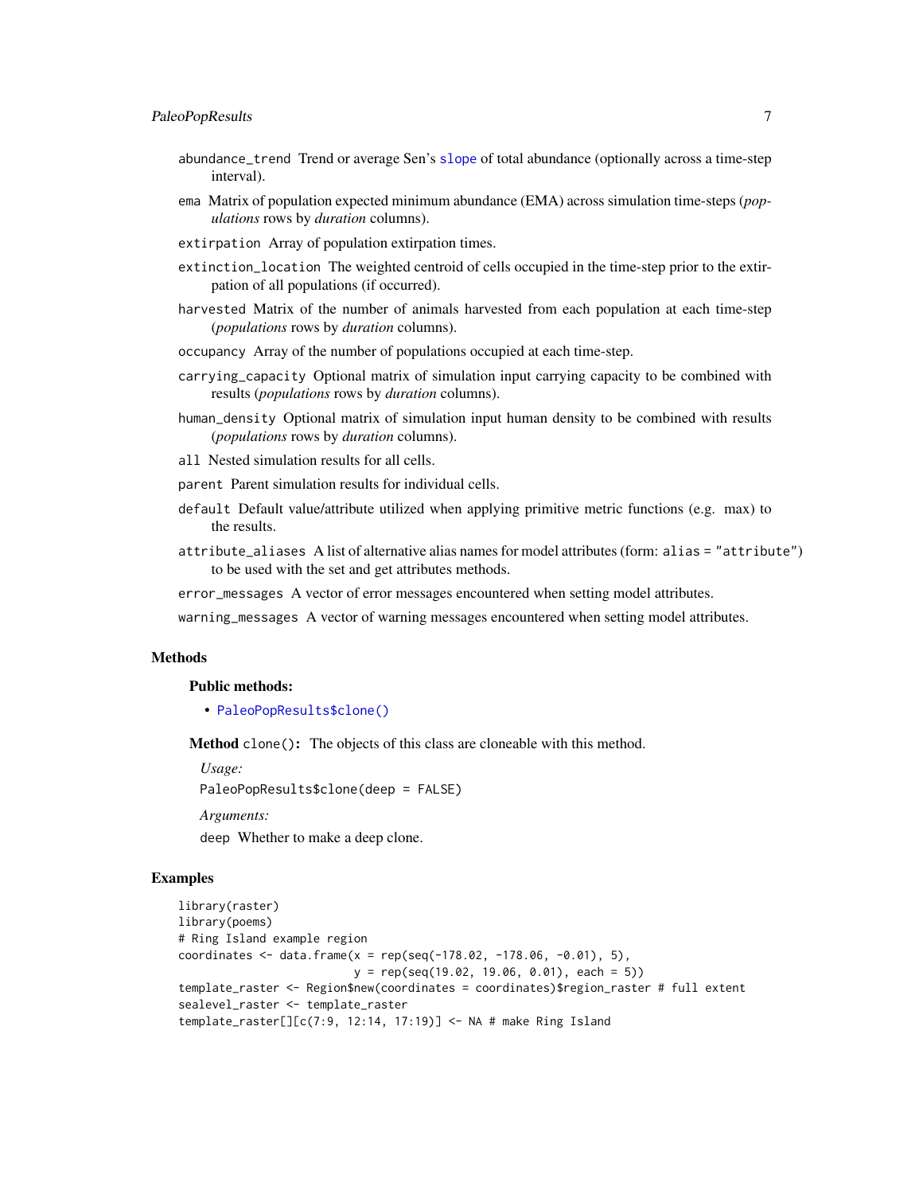abundance_trend Trend or average Sen's slope of total abundance (optionally across a time-step interval).

ema Matrix of population expected minimum abundance (EMA) across simulation time-steps (*populations* rows by *duration* columns).

extirpation Array of population extirpation times.

extinction_location The weighted centroid of cells occupied in the time-step prior to the extirpation of all populations (if occurred).

harvested Matrix of the number of animals harvested from each population at each time-step (*populations* rows by *duration* columns).

occupancy Array of the number of populations occupied at each time-step.

carrying_capacity Optional matrix of simulation input carrying capacity to be combined with results (*populations* rows by *duration* columns).

human_density Optional matrix of simulation input human density to be combined with results (*populations* rows by *duration* columns).

all Nested simulation results for all cells.

parent Parent simulation results for individual cells.

default Default value/attribute utilized when applying primitive metric functions (e.g. max) to the results.

attribute_aliases A list of alternative alias names for model attributes (form: alias = "attribute") to be used with the set and get attributes methods.

error_messages A vector of error messages encountered when setting model attributes.

warning_messages A vector of warning messages encountered when setting model attributes.

## Methods

### Public methods:

- PaleoPopResults$clone()

**Method** clone()**:** The objects of this class are cloneable with this method.

*Usage:*

```
PaleoPopResults$clone(deep = FALSE)
```

*Arguments:*

deep Whether to make a deep clone.

## Examples

```
library(raster)
library(poems)
# Ring Island example region
coordinates <- data.frame(x = rep(seq(-178.02, -178.06, -0.01), 5),
                          y = rep(seq(19.02, 19.06, 0.01), each = 5))
template_raster <- Region$new(coordinates = coordinates)$region_raster # full extent
sealevel_raster <- template_raster
template_raster[][c(7:9, 12:14, 17:19)] <- NA # make Ring Island
```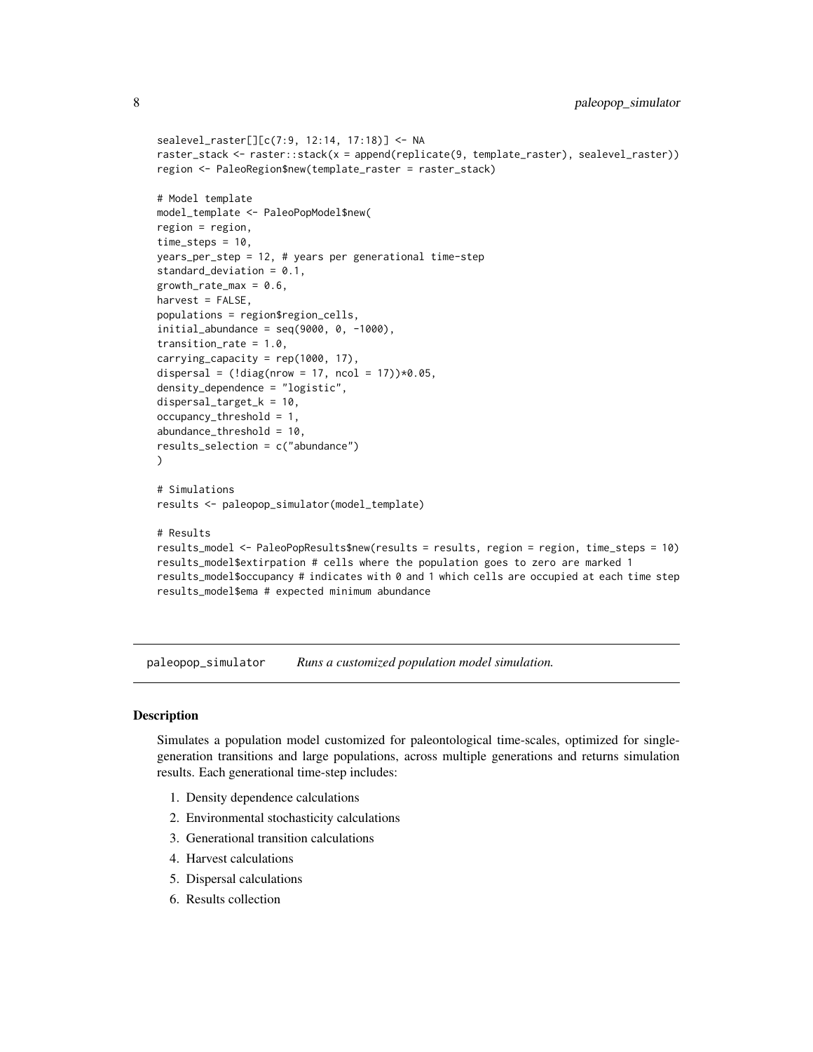```
sealevel_raster[][c(7:9, 12:14, 17:18)] <- NA
raster_stack <- raster::stack(x = append(replicate(9, template_raster), sealevel_raster))
region <- PaleoRegion$new(template_raster = raster_stack)

# Model template
model_template <- PaleoPopModel$new(
region = region,
time_steps = 10,
years_per_step = 12, # years per generational time-step
standard_deviation = 0.1,
growth_rate_max = 0.6,
harvest = FALSE,
populations = region$region_cells,
initial_abundance = seq(9000, 0, -1000),
transition_rate = 1.0,
carrying_capacity = rep(1000, 17),
dispersal = (!diag(nrow = 17, ncol = 17))*0.05,
density_dependence = "logistic",
dispersal_target_k = 10,
occupancy_threshold = 1,
abundance_threshold = 10,
results_selection = c("abundance")
)

# Simulations
results <- paleopop_simulator(model_template)

# Results
results_model <- PaleoPopResults$new(results = results, region = region, time_steps = 10)
results_model$extirpation # cells where the population goes to zero are marked 1
results_model$occupancy # indicates with 0 and 1 which cells are occupied at each time step
results_model$ema # expected minimum abundance
```

---

## paleopop_simulator — *Runs a customized population model simulation.*

### Description

Simulates a population model customized for paleontological time-scales, optimized for single-generation transitions and large populations, across multiple generations and returns simulation results. Each generational time-step includes:

1. Density dependence calculations
2. Environmental stochasticity calculations
3. Generational transition calculations
4. Harvest calculations
5. Dispersal calculations
6. Results collection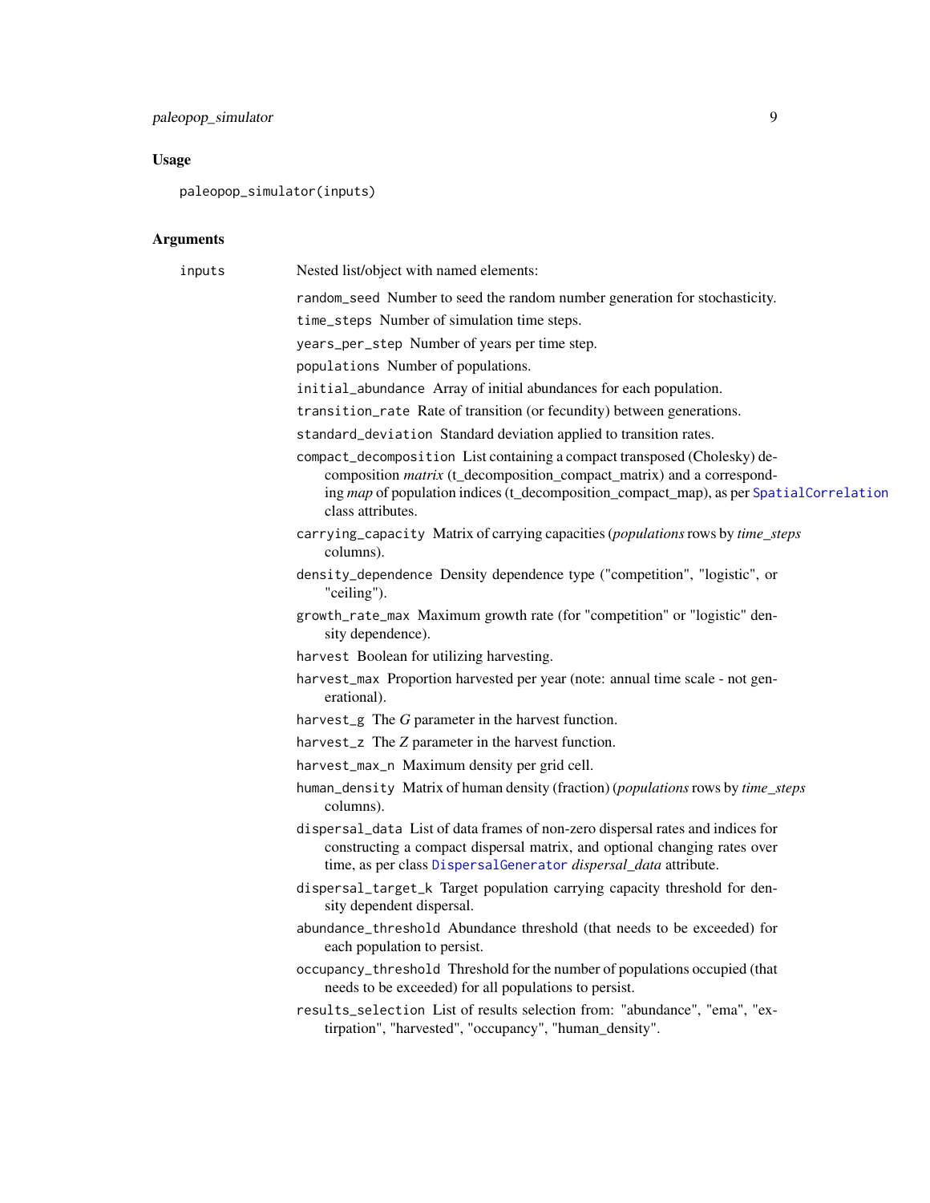## Usage

```
paleopop_simulator(inputs)
```

## Arguments

inputs — Nested list/object with named elements:

- `random_seed` Number to seed the random number generation for stochasticity.
- `time_steps` Number of simulation time steps.
- `years_per_step` Number of years per time step.
- `populations` Number of populations.
- `initial_abundance` Array of initial abundances for each population.
- `transition_rate` Rate of transition (or fecundity) between generations.
- `standard_deviation` Standard deviation applied to transition rates.
- `compact_decomposition` List containing a compact transposed (Cholesky) decomposition *matrix* (t_decomposition_compact_matrix) and a corresponding *map* of population indices (t_decomposition_compact_map), as per `SpatialCorrelation` class attributes.
- `carrying_capacity` Matrix of carrying capacities (*populations* rows by *time_steps* columns).
- `density_dependence` Density dependence type ("competition", "logistic", or "ceiling").
- `growth_rate_max` Maximum growth rate (for "competition" or "logistic" density dependence).
- `harvest` Boolean for utilizing harvesting.
- `harvest_max` Proportion harvested per year (note: annual time scale - not generational).
- `harvest_g` The *G* parameter in the harvest function.
- `harvest_z` The *Z* parameter in the harvest function.
- `harvest_max_n` Maximum density per grid cell.
- `human_density` Matrix of human density (fraction) (*populations* rows by *time_steps* columns).
- `dispersal_data` List of data frames of non-zero dispersal rates and indices for constructing a compact dispersal matrix, and optional changing rates over time, as per class `DispersalGenerator` *dispersal_data* attribute.
- `dispersal_target_k` Target population carrying capacity threshold for density dependent dispersal.
- `abundance_threshold` Abundance threshold (that needs to be exceeded) for each population to persist.
- `occupancy_threshold` Threshold for the number of populations occupied (that needs to be exceeded) for all populations to persist.
- `results_selection` List of results selection from: "abundance", "ema", "extirpation", "harvested", "occupancy", "human_density".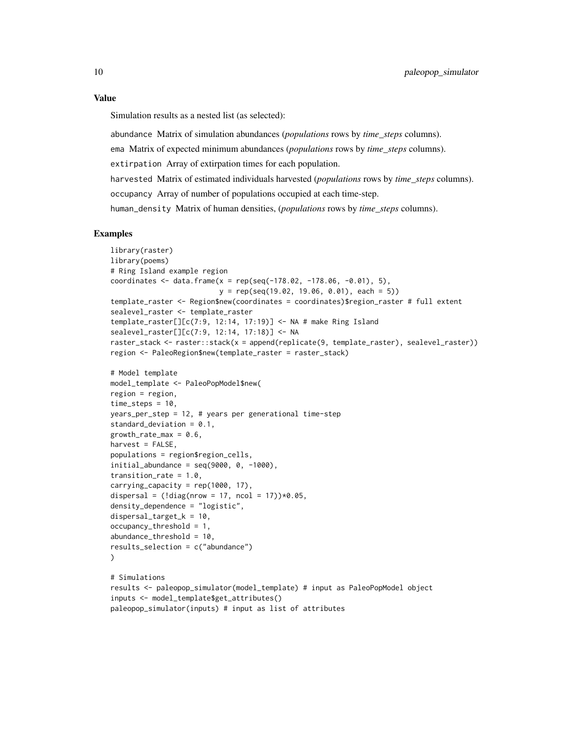### Value

Simulation results as a nested list (as selected):

`abundance` Matrix of simulation abundances (*populations* rows by *time_steps* columns).

`ema` Matrix of expected minimum abundances (*populations* rows by *time_steps* columns).

`extirpation` Array of extirpation times for each population.

`harvested` Matrix of estimated individuals harvested (*populations* rows by *time_steps* columns).

`occupancy` Array of number of populations occupied at each time-step.

`human_density` Matrix of human densities, (*populations* rows by *time_steps* columns).

### Examples

```
library(raster)
library(poems)
# Ring Island example region
coordinates <- data.frame(x = rep(seq(-178.02, -178.06, -0.01), 5),
                          y = rep(seq(19.02, 19.06, 0.01), each = 5))
template_raster <- Region$new(coordinates = coordinates)$region_raster # full extent
sealevel_raster <- template_raster
template_raster[][c(7:9, 12:14, 17:19)] <- NA # make Ring Island
sealevel_raster[][c(7:9, 12:14, 17:18)] <- NA
raster_stack <- raster::stack(x = append(replicate(9, template_raster), sealevel_raster))
region <- PaleoRegion$new(template_raster = raster_stack)

# Model template
model_template <- PaleoPopModel$new(
region = region,
time_steps = 10,
years_per_step = 12, # years per generational time-step
standard_deviation = 0.1,
growth_rate_max = 0.6,
harvest = FALSE,
populations = region$region_cells,
initial_abundance = seq(9000, 0, -1000),
transition_rate = 1.0,
carrying_capacity = rep(1000, 17),
dispersal = (!diag(nrow = 17, ncol = 17))*0.05,
density_dependence = "logistic",
dispersal_target_k = 10,
occupancy_threshold = 1,
abundance_threshold = 10,
results_selection = c("abundance")
)

# Simulations
results <- paleopop_simulator(model_template) # input as PaleoPopModel object
inputs <- model_template$get_attributes()
paleopop_simulator(inputs) # input as list of attributes
```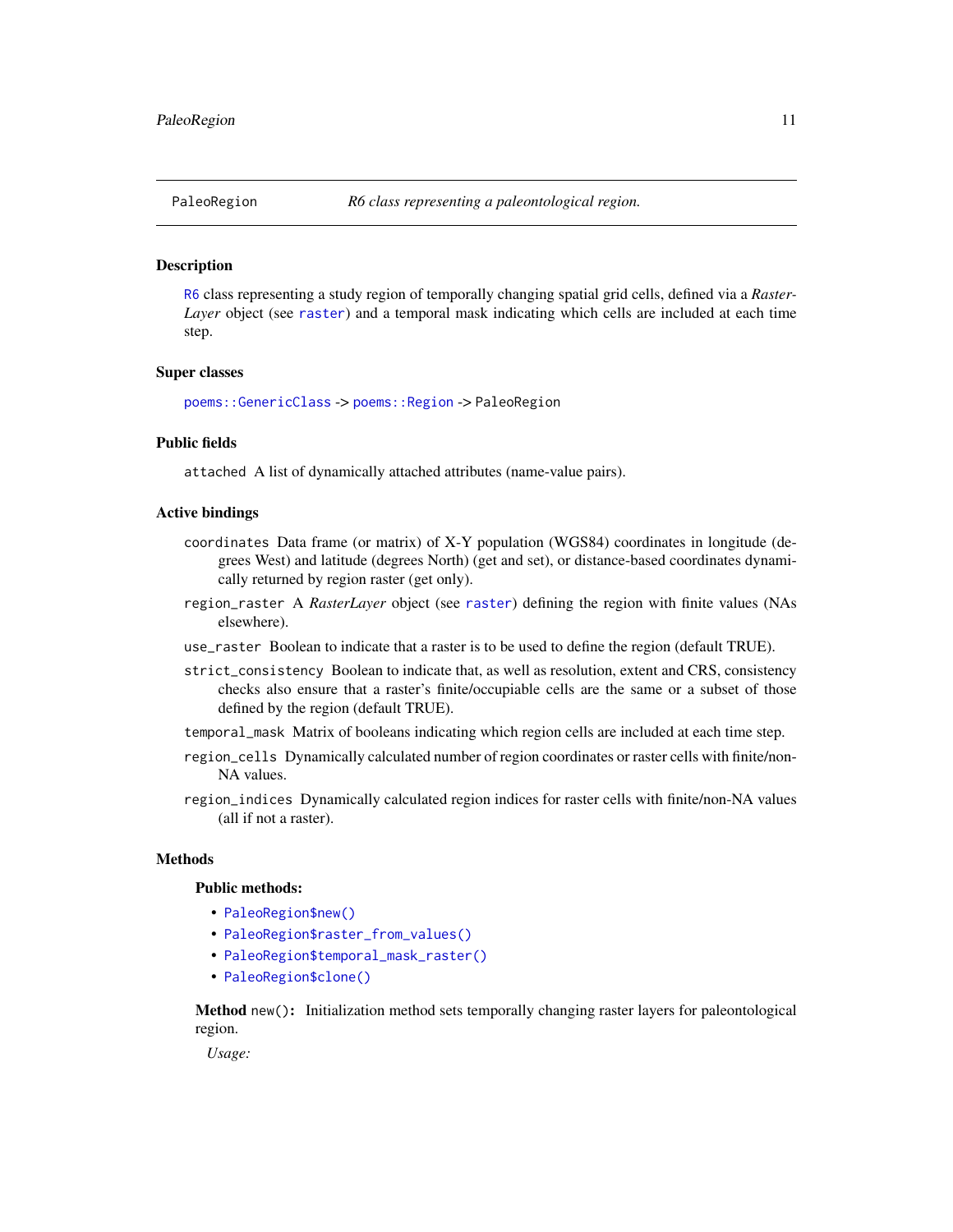PaleoRegion — *R6 class representing a paleontological region.*

## Description

R6 class representing a study region of temporally changing spatial grid cells, defined via a *RasterLayer* object (see raster) and a temporal mask indicating which cells are included at each time step.

## Super classes

poems::GenericClass -> poems::Region -> PaleoRegion

## Public fields

`attached` A list of dynamically attached attributes (name-value pairs).

## Active bindings

`coordinates` Data frame (or matrix) of X-Y population (WGS84) coordinates in longitude (degrees West) and latitude (degrees North) (get and set), or distance-based coordinates dynamically returned by region raster (get only).

`region_raster` A *RasterLayer* object (see raster) defining the region with finite values (NAs elsewhere).

`use_raster` Boolean to indicate that a raster is to be used to define the region (default TRUE).

`strict_consistency` Boolean to indicate that, as well as resolution, extent and CRS, consistency checks also ensure that a raster's finite/occupiable cells are the same or a subset of those defined by the region (default TRUE).

`temporal_mask` Matrix of booleans indicating which region cells are included at each time step.

`region_cells` Dynamically calculated number of region coordinates or raster cells with finite/non-NA values.

`region_indices` Dynamically calculated region indices for raster cells with finite/non-NA values (all if not a raster).

## Methods

### Public methods:

- PaleoRegion$new()
- PaleoRegion$raster_from_values()
- PaleoRegion$temporal_mask_raster()
- PaleoRegion$clone()

**Method** `new()`**:** Initialization method sets temporally changing raster layers for paleontological region.

*Usage:*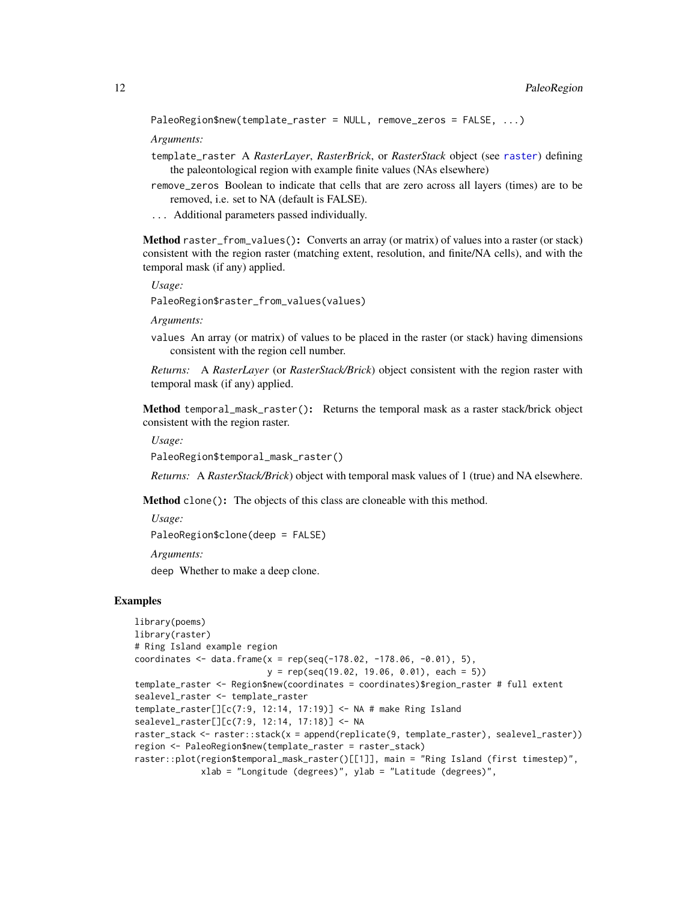```
PaleoRegion$new(template_raster = NULL, remove_zeros = FALSE, ...)
```

*Arguments:*

`template_raster` A *RasterLayer*, *RasterBrick*, or *RasterStack* object (see `raster`) defining the paleontological region with example finite values (NAs elsewhere)

`remove_zeros` Boolean to indicate that cells that are zero across all layers (times) are to be removed, i.e. set to NA (default is FALSE).

`...` Additional parameters passed individually.

**Method** `raster_from_values()`**:** Converts an array (or matrix) of values into a raster (or stack) consistent with the region raster (matching extent, resolution, and finite/NA cells), and with the temporal mask (if any) applied.

*Usage:*

```
PaleoRegion$raster_from_values(values)
```

*Arguments:*

`values` An array (or matrix) of values to be placed in the raster (or stack) having dimensions consistent with the region cell number.

*Returns:* A *RasterLayer* (or *RasterStack/Brick*) object consistent with the region raster with temporal mask (if any) applied.

**Method** `temporal_mask_raster()`**:** Returns the temporal mask as a raster stack/brick object consistent with the region raster.

*Usage:*

```
PaleoRegion$temporal_mask_raster()
```

*Returns:* A *RasterStack/Brick*) object with temporal mask values of 1 (true) and NA elsewhere.

**Method** `clone()`**:** The objects of this class are cloneable with this method.

*Usage:*

```
PaleoRegion$clone(deep = FALSE)
```

*Arguments:*

`deep` Whether to make a deep clone.

## Examples

```
library(poems)
library(raster)
# Ring Island example region
coordinates <- data.frame(x = rep(seq(-178.02, -178.06, -0.01), 5),
                          y = rep(seq(19.02, 19.06, 0.01), each = 5))
template_raster <- Region$new(coordinates = coordinates)$region_raster # full extent
sealevel_raster <- template_raster
template_raster[][c(7:9, 12:14, 17:19)] <- NA # make Ring Island
sealevel_raster[][c(7:9, 12:14, 17:18)] <- NA
raster_stack <- raster::stack(x = append(replicate(9, template_raster), sealevel_raster))
region <- PaleoRegion$new(template_raster = raster_stack)
raster::plot(region$temporal_mask_raster()[[1]], main = "Ring Island (first timestep)",
             xlab = "Longitude (degrees)", ylab = "Latitude (degrees)",
```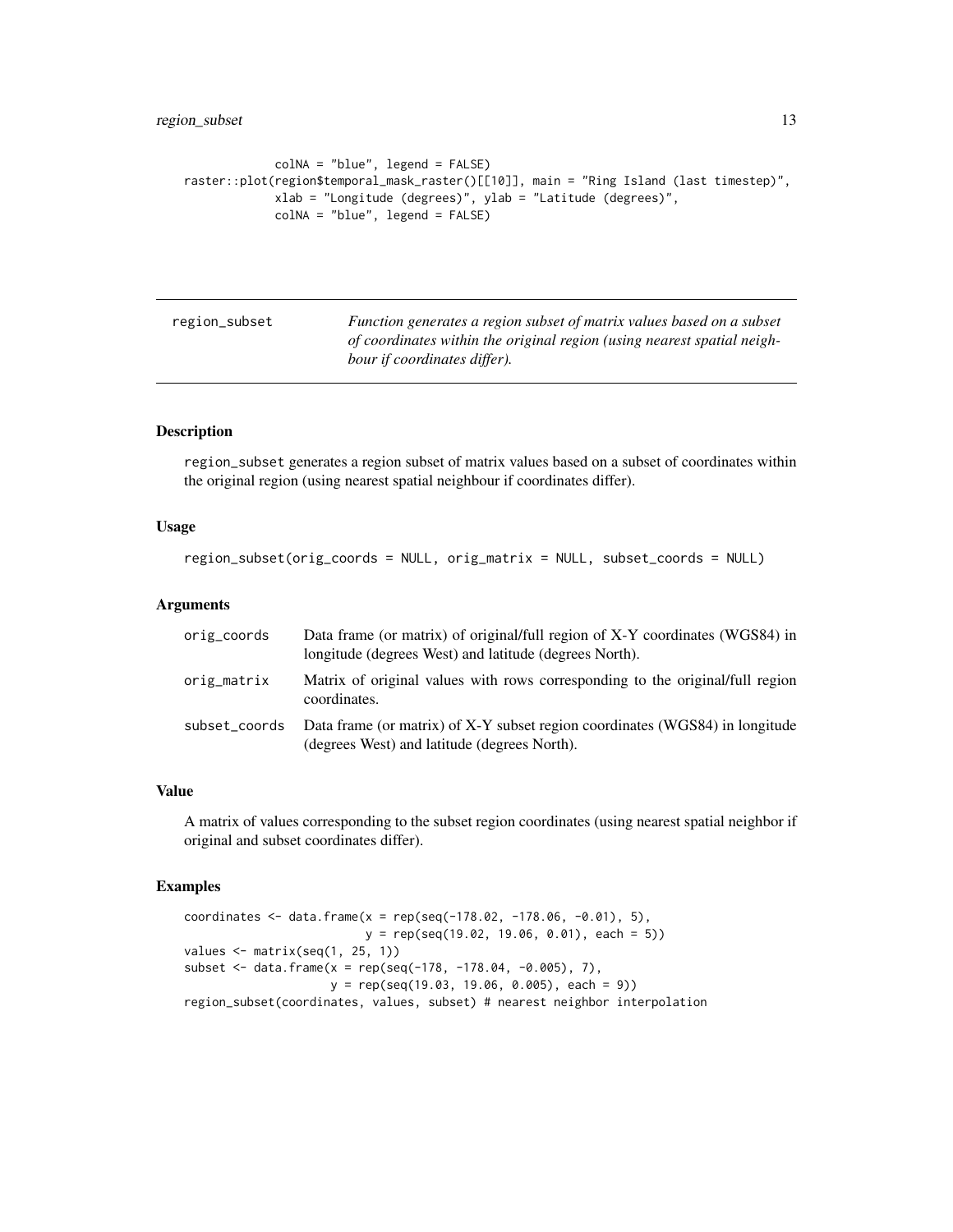```
             colNA = "blue", legend = FALSE)
raster::plot(region$temporal_mask_raster()[[10]], main = "Ring Island (last timestep)",
             xlab = "Longitude (degrees)", ylab = "Latitude (degrees)",
             colNA = "blue", legend = FALSE)
```

---

## region_subset

*Function generates a region subset of matrix values based on a subset of coordinates within the original region (using nearest spatial neighbour if coordinates differ).*

---

### Description

region_subset generates a region subset of matrix values based on a subset of coordinates within the original region (using nearest spatial neighbour if coordinates differ).

### Usage

```
region_subset(orig_coords = NULL, orig_matrix = NULL, subset_coords = NULL)
```

### Arguments

| | |
|---|---|
| orig_coords | Data frame (or matrix) of original/full region of X-Y coordinates (WGS84) in longitude (degrees West) and latitude (degrees North). |
| orig_matrix | Matrix of original values with rows corresponding to the original/full region coordinates. |
| subset_coords | Data frame (or matrix) of X-Y subset region coordinates (WGS84) in longitude (degrees West) and latitude (degrees North). |

### Value

A matrix of values corresponding to the subset region coordinates (using nearest spatial neighbor if original and subset coordinates differ).

### Examples

```
coordinates <- data.frame(x = rep(seq(-178.02, -178.06, -0.01), 5),
                          y = rep(seq(19.02, 19.06, 0.01), each = 5))
values <- matrix(seq(1, 25, 1))
subset <- data.frame(x = rep(seq(-178, -178.04, -0.005), 7),
                     y = rep(seq(19.03, 19.06, 0.005), each = 9))
region_subset(coordinates, values, subset) # nearest neighbor interpolation
```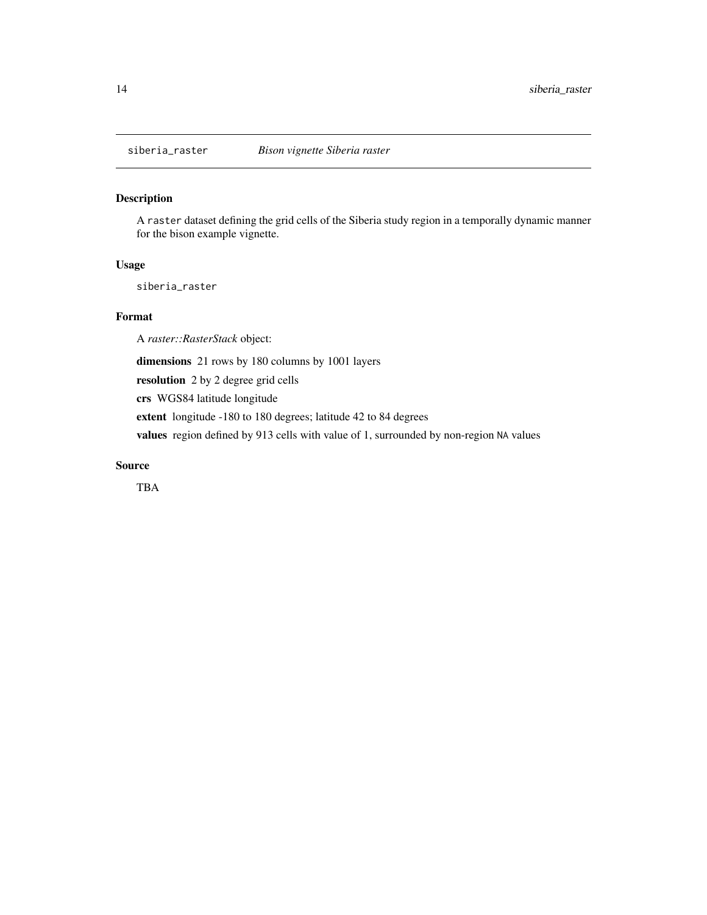siberia_raster    *Bison vignette Siberia raster*

## Description

A `raster` dataset defining the grid cells of the Siberia study region in a temporally dynamic manner for the bison example vignette.

## Usage

```
siberia_raster
```

## Format

A *raster::RasterStack* object:

**dimensions** 21 rows by 180 columns by 1001 layers

**resolution** 2 by 2 degree grid cells

**crs** WGS84 latitude longitude

**extent** longitude -180 to 180 degrees; latitude 42 to 84 degrees

**values** region defined by 913 cells with value of 1, surrounded by non-region `NA` values

## Source

TBA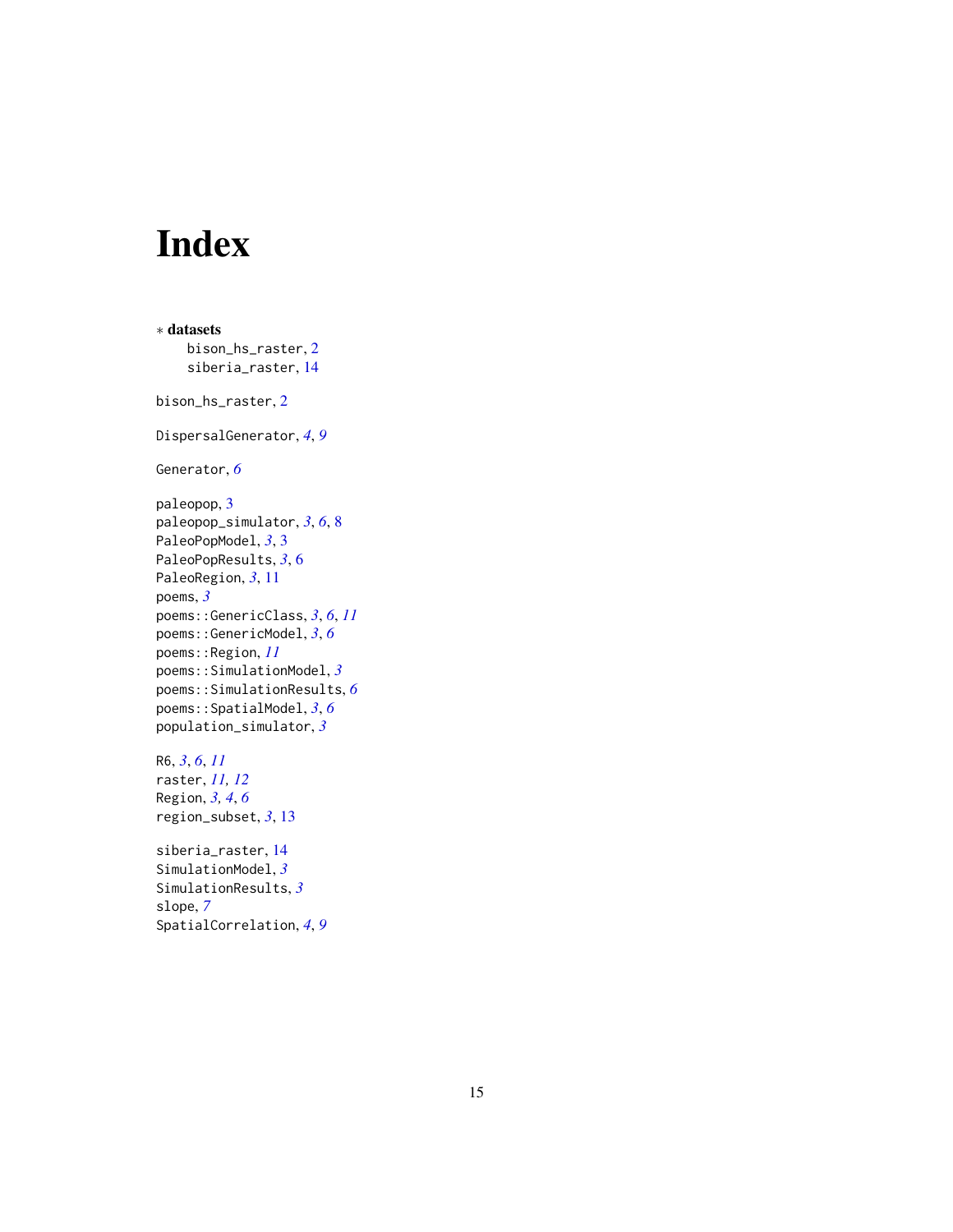# Index

∗ **datasets**
  bison_hs_raster, 2
  siberia_raster, 14

bison_hs_raster, 2

DispersalGenerator, *4*, *9*

Generator, *6*

paleopop, 3
paleopop_simulator, *3*, *6*, 8
PaleoPopModel, *3*, 3
PaleoPopResults, *3*, 6
PaleoRegion, *3*, 11
poems, *3*
poems::GenericClass, *3*, *6*, *11*
poems::GenericModel, *3*, *6*
poems::Region, *11*
poems::SimulationModel, *3*
poems::SimulationResults, *6*
poems::SpatialModel, *3*, *6*
population_simulator, *3*

R6, *3*, *6*, *11*
raster, *11, 12*
Region, *3, 4*, *6*
region_subset, *3*, 13

siberia_raster, 14
SimulationModel, *3*
SimulationResults, *3*
slope, *7*
SpatialCorrelation, *4*, *9*